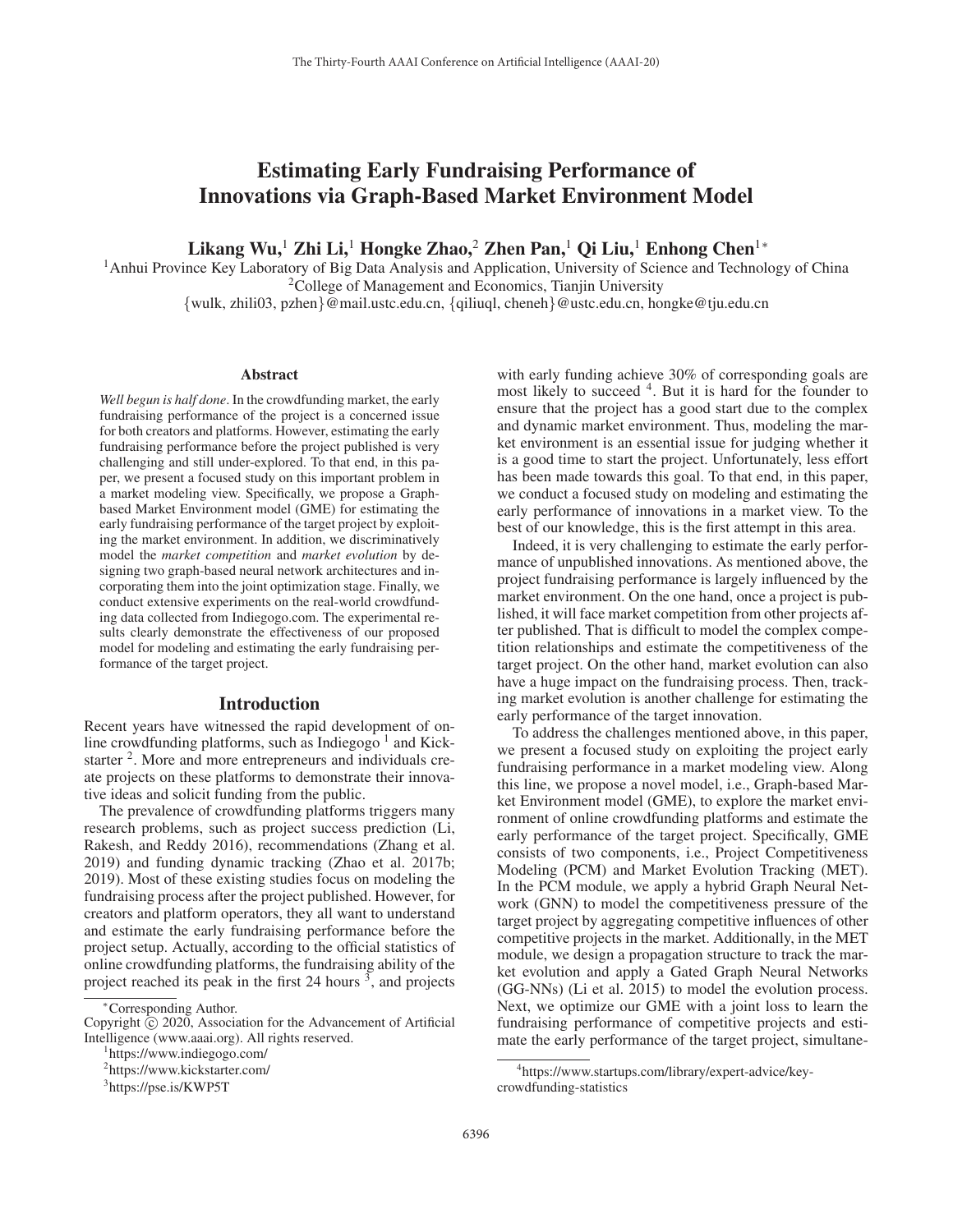# Estimating Early Fundraising Performance of Innovations via Graph-Based Market Environment Model

**Likang Wu,[1] Zhi Li,[1] Hongke Zhao,[2] Zhen Pan,[1] Qi Liu,[1] Enhong Chen[1*]**

[1]Anhui Province Key Laboratory of Big Data Analysis and Application, University of Science and Technology of China
[2]College of Management and Economics, Tianjin University
{wulk, zhili03, pzhen}@mail.ustc.edu.cn, {qiliuql, cheneh}@ustc.edu.cn, hongke@tju.edu.cn

## Abstract

*Well begun is half done*. In the crowdfunding market, the early fundraising performance of the project is a concerned issue for both creators and platforms. However, estimating the early fundraising performance before the project published is very challenging and still under-explored. To that end, in this paper, we present a focused study on this important problem in a market modeling view. Specifically, we propose a Graph-based Market Environment model (GME) for estimating the early fundraising performance of the target project by exploiting the market environment. In addition, we discriminatively model the *market competition* and *market evolution* by designing two graph-based neural network architectures and incorporating them into the joint optimization stage. Finally, we conduct extensive experiments on the real-world crowdfunding data collected from Indiegogo.com. The experimental results clearly demonstrate the effectiveness of our proposed model for modeling and estimating the early fundraising performance of the target project.

## Introduction

Recent years have witnessed the rapid development of online crowdfunding platforms, such as Indiegogo [1] and Kickstarter [2]. More and more entrepreneurs and individuals create projects on these platforms to demonstrate their innovative ideas and solicit funding from the public.

The prevalence of crowdfunding platforms triggers many research problems, such as project success prediction (Li, Rakesh, and Reddy 2016), recommendations (Zhang et al. 2019) and funding dynamic tracking (Zhao et al. 2017b; 2019). Most of these existing studies focus on modeling the fundraising process after the project published. However, for creators and platform operators, they all want to understand and estimate the early fundraising performance before the project setup. Actually, according to the official statistics of online crowdfunding platforms, the fundraising ability of the project reached its peak in the first 24 hours [3], and projects with early funding achieve 30% of corresponding goals are most likely to succeed [4]. But it is hard for the founder to ensure that the project has a good start due to the complex and dynamic market environment. Thus, modeling the market environment is an essential issue for judging whether it is a good time to start the project. Unfortunately, less effort has been made towards this goal. To that end, in this paper, we conduct a focused study on modeling and estimating the early performance of innovations in a market view. To the best of our knowledge, this is the first attempt in this area.

Indeed, it is very challenging to estimate the early performance of unpublished innovations. As mentioned above, the project fundraising performance is largely influenced by the market environment. On the one hand, once a project is published, it will face market competition from other projects after published. That is difficult to model the complex competition relationships and estimate the competitiveness of the target project. On the other hand, market evolution can also have a huge impact on the fundraising process. Then, tracking market evolution is another challenge for estimating the early performance of the target innovation.

To address the challenges mentioned above, in this paper, we present a focused study on exploiting the project early fundraising performance in a market modeling view. Along this line, we propose a novel model, i.e., Graph-based Market Environment model (GME), to explore the market environment of online crowdfunding platforms and estimate the early performance of the target project. Specifically, GME consists of two components, i.e., Project Competitiveness Modeling (PCM) and Market Evolution Tracking (MET). In the PCM module, we apply a hybrid Graph Neural Network (GNN) to model the competitiveness pressure of the target project by aggregating competitive influences of other competitive projects in the market. Additionally, in the MET module, we design a propagation structure to track the market evolution and apply a Gated Graph Neural Networks (GG-NNs) (Li et al. 2015) to model the evolution process. Next, we optimize our GME with a joint loss to learn the fundraising performance of competitive projects and estimate the early performance of the target project, simultane-

---

*Corresponding Author.
Copyright © 2020, Association for the Advancement of Artificial Intelligence (www.aaai.org). All rights reserved.

[1]https://www.indiegogo.com/
[2]https://www.kickstarter.com/
[3]https://pse.is/KWP5T
[4]https://www.startups.com/library/expert-advice/key-crowdfunding-statistics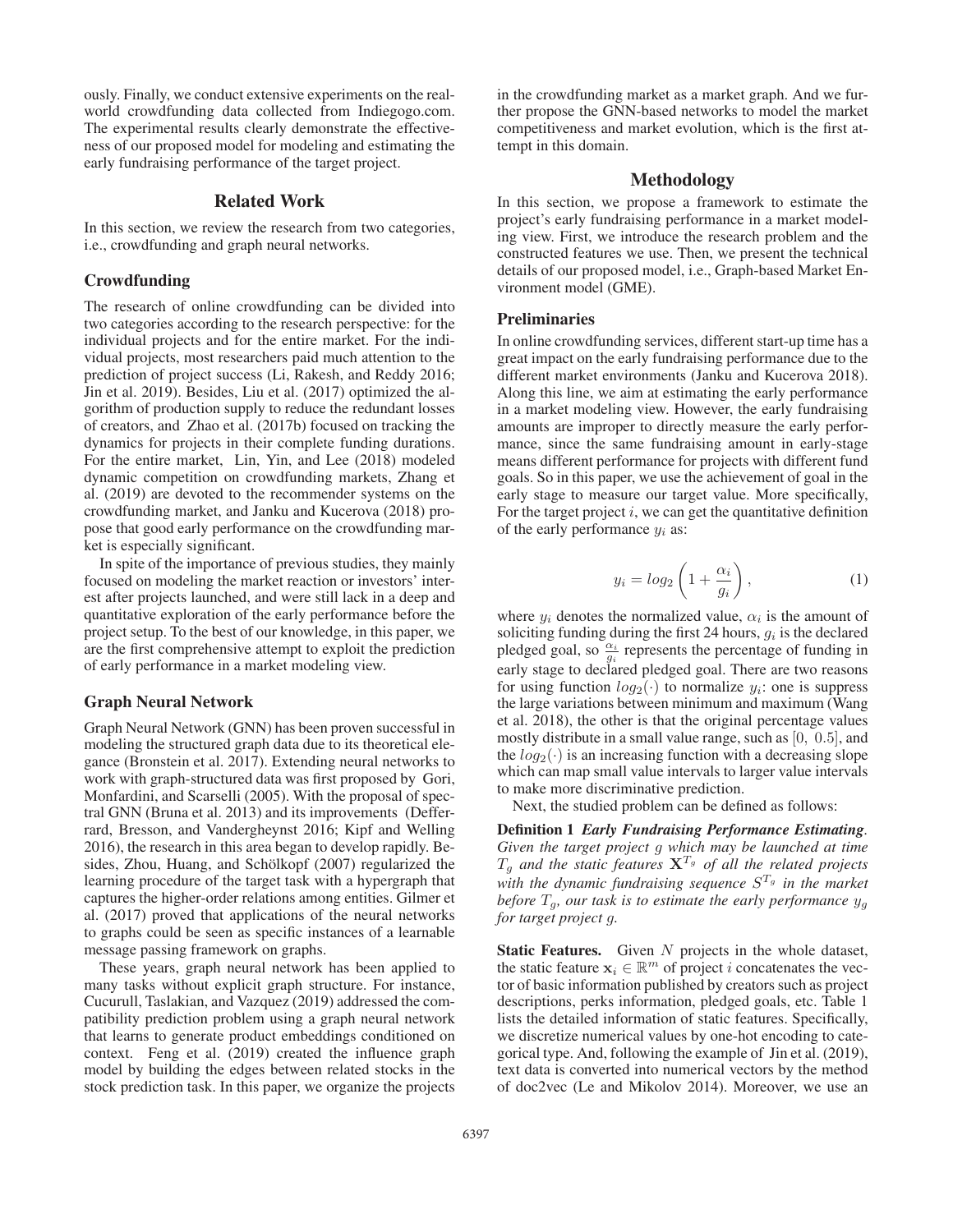ously. Finally, we conduct extensive experiments on the real-world crowdfunding data collected from Indiegogo.com. The experimental results clearly demonstrate the effectiveness of our proposed model for modeling and estimating the early fundraising performance of the target project.

## Related Work

In this section, we review the research from two categories, i.e., crowdfunding and graph neural networks.

### Crowdfunding

The research of online crowdfunding can be divided into two categories according to the research perspective: for the individual projects and for the entire market. For the individual projects, most researchers paid much attention to the prediction of project success (Li, Rakesh, and Reddy 2016; Jin et al. 2019). Besides, Liu et al. (2017) optimized the algorithm of production supply to reduce the redundant losses of creators, and Zhao et al. (2017b) focused on tracking the dynamics for projects in their complete funding durations. For the entire market, Lin, Yin, and Lee (2018) modeled dynamic competition on crowdfunding markets, Zhang et al. (2019) are devoted to the recommender systems on the crowdfunding market, and Janku and Kucerova (2018) propose that good early performance on the crowdfunding market is especially significant.

In spite of the importance of previous studies, they mainly focused on modeling the market reaction or investors' interest after projects launched, and were still lack in a deep and quantitative exploration of the early performance before the project setup. To the best of our knowledge, in this paper, we are the first comprehensive attempt to exploit the prediction of early performance in a market modeling view.

### Graph Neural Network

Graph Neural Network (GNN) has been proven successful in modeling the structured graph data due to its theoretical elegance (Bronstein et al. 2017). Extending neural networks to work with graph-structured data was first proposed by Gori, Monfardini, and Scarselli (2005). With the proposal of spectral GNN (Bruna et al. 2013) and its improvements (Defferrard, Bresson, and Vandergheynst 2016; Kipf and Welling 2016), the research in this area began to develop rapidly. Besides, Zhou, Huang, and Schölkopf (2007) regularized the learning procedure of the target task with a hypergraph that captures the higher-order relations among entities. Gilmer et al. (2017) proved that applications of the neural networks to graphs could be seen as specific instances of a learnable message passing framework on graphs.

These years, graph neural network has been applied to many tasks without explicit graph structure. For instance, Cucurull, Taslakian, and Vazquez (2019) addressed the compatibility prediction problem using a graph neural network that learns to generate product embeddings conditioned on context. Feng et al. (2019) created the influence graph model by building the edges between related stocks in the stock prediction task. In this paper, we organize the projects in the crowdfunding market as a market graph. And we further propose the GNN-based networks to model the market competitiveness and market evolution, which is the first attempt in this domain.

## Methodology

In this section, we propose a framework to estimate the project's early fundraising performance in a market modeling view. First, we introduce the research problem and the constructed features we use. Then, we present the technical details of our proposed model, i.e., Graph-based Market Environment model (GME).

### Preliminaries

In online crowdfunding services, different start-up time has a great impact on the early fundraising performance due to the different market environments (Janku and Kucerova 2018). Along this line, we aim at estimating the early performance in a market modeling view. However, the early fundraising amounts are improper to directly measure the early performance, since the same fundraising amount in early-stage means different performance for projects with different fund goals. So in this paper, we use the achievement of goal in the early stage to measure our target value. More specifically, For the target project $i$, we can get the quantitative definition of the early performance $y_i$ as:

$$y_i = log_2\left(1 + \frac{\alpha_i}{g_i}\right), \tag{1}$$

where $y_i$ denotes the normalized value, $\alpha_i$ is the amount of soliciting funding during the first 24 hours, $g_i$ is the declared pledged goal, so $\frac{\alpha_i}{g_i}$ represents the percentage of funding in early stage to declared pledged goal. There are two reasons for using function $log_2(\cdot)$ to normalize $y_i$: one is suppress the large variations between minimum and maximum (Wang et al. 2018), the other is that the original percentage values mostly distribute in a small value range, such as $[0,\ 0.5]$, and the $log_2(\cdot)$ is an increasing function with a decreasing slope which can map small value intervals to larger value intervals to make more discriminative prediction.

Next, the studied problem can be defined as follows:

**Definition 1** ***Early Fundraising Performance Estimating***. *Given the target project $g$ which may be launched at time $T_g$ and the static features $\mathbf{X}^{T_g}$ of all the related projects with the dynamic fundraising sequence $S^{T_g}$ in the market before $T_g$, our task is to estimate the early performance $y_g$ for target project $g$.*

**Static Features.** Given $N$ projects in the whole dataset, the static feature $\mathbf{x}_i \in \mathbb{R}^m$ of project $i$ concatenates the vector of basic information published by creators such as project descriptions, perks information, pledged goals, etc. Table 1 lists the detailed information of static features. Specifically, we discretize numerical values by one-hot encoding to categorical type. And, following the example of Jin et al. (2019), text data is converted into numerical vectors by the method of doc2vec (Le and Mikolov 2014). Moreover, we use an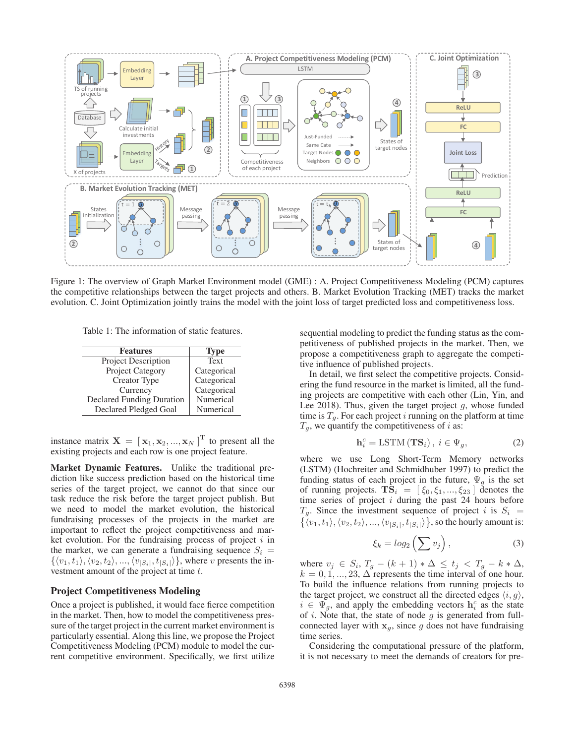Figure 1: The overview of Graph Market Environment model (GME) : A. Project Competitiveness Modeling (PCM) captures the competitive relationships between the target projects and others. B. Market Evolution Tracking (MET) tracks the market evolution. C. Joint Optimization jointly trains the model with the joint loss of target predicted loss and competitiveness loss.

Table 1: The information of static features.

| Features | Type |
|---|---|
| Project Description | Text |
| Project Category | Categorical |
| Creator Type | Categorical |
| Currency | Categorical |
| Declared Funding Duration | Numerical |
| Declared Pledged Goal | Numerical |

instance matrix $\mathbf{X} = [\mathbf{x}_1, \mathbf{x}_2, ..., \mathbf{x}_N]^{\mathrm{T}}$ to present all the existing projects and each row is one project feature.

**Market Dynamic Features.** Unlike the traditional prediction like success prediction based on the historical time series of the target project, we cannot do that since our task reduce the risk before the target project publish. But we need to model the market evolution, the historical fundraising processes of the projects in the market are important to reflect the project competitiveness and market evolution. For the fundraising process of project $i$ in the market, we can generate a fundraising sequence $S_i = \{\langle v_1, t_1\rangle, \langle v_2, t_2\rangle, ..., \langle v_{|S_i|}, t_{|S_i|}\rangle\}$, where $v$ presents the investment amount of the project at time $t$.

## Project Competitiveness Modeling

Once a project is published, it would face fierce competition in the market. Then, how to model the competitiveness pressure of the target project in the current market environment is particularly essential. Along this line, we propose the Project Competitiveness Modeling (PCM) module to model the current competitive environment. Specifically, we first utilize sequential modeling to predict the funding status as the competitiveness of published projects in the market. Then, we propose a competitiveness graph to aggregate the competitive influence of published projects.

In detail, we first select the competitive projects. Considering the fund resource in the market is limited, all the funding projects are competitive with each other (Lin, Yin, and Lee 2018). Thus, given the target project $g$, whose funded time is $T_g$. For each project $i$ running on the platform at time $T_g$, we quantify the competitiveness of $i$ as:

$$\mathbf{h}_i^c = \mathrm{LSTM}\left(\mathbf{TS}_i\right),\ i \in \Psi_g, \tag{2}$$

where we use Long Short-Term Memory networks (LSTM) (Hochreiter and Schmidhuber 1997) to predict the funding status of each project in the future, $\Psi_g$ is the set of running projects. $\mathbf{TS}_i = [\xi_0, \xi_1, ..., \xi_{23}]$ denotes the time series of project $i$ during the past 24 hours before $T_g$. Since the investment sequence of project $i$ is $S_i = \{\langle v_1, t_1\rangle, \langle v_2, t_2\rangle, ..., \langle v_{|S_i|}, t_{|S_i|}\rangle\}$, so the hourly amount is:

$$\xi_k = log_2\left(\sum v_j\right), \tag{3}$$

where $v_j \in S_i$, $T_g - (k+1) * \Delta \le t_j < T_g - k * \Delta$, $k = 0, 1, ..., 23$, $\Delta$ represents the time interval of one hour. To build the influence relations from running projects to the target project, we construct all the directed edges $\langle i, g\rangle$, $i \in \Psi_g$, and apply the embedding vectors $\mathbf{h}_i^c$ as the state of $i$. Note that, the state of node $g$ is generated from full-connected layer with $\mathbf{x}_g$, since $g$ does not have fundraising time series.

Considering the computational pressure of the platform, it is not necessary to meet the demands of creators for pre-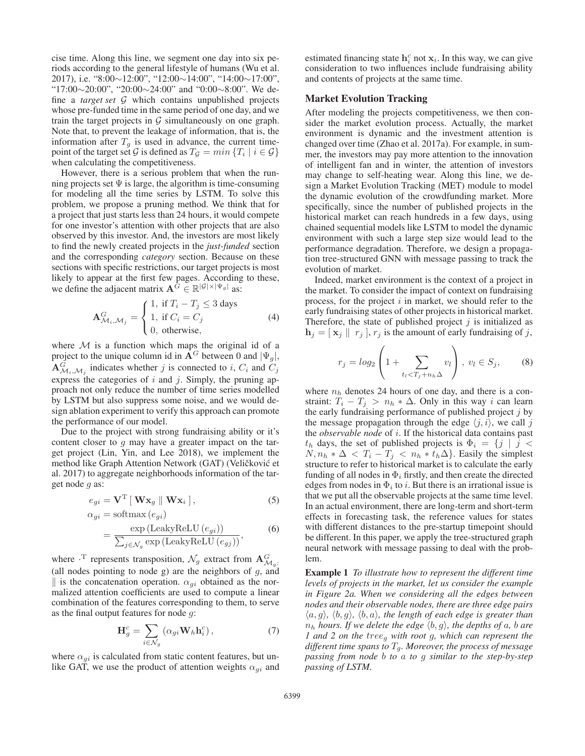cise time. Along this line, we segment one day into six periods according to the general lifestyle of humans (Wu et al. 2017), i.e. "8:00∼12:00", "12:00∼14:00", "14:00∼17:00", "17:00∼20:00", "20:00∼24:00" and "0:00∼8:00". We define a *target set* $\mathcal{G}$ which contains unpublished projects whose pre-funded time in the same period of one day, and we train the target projects in $\mathcal{G}$ simultaneously on one graph. Note that, to prevent the leakage of information, that is, the information after $T_g$ is used in advance, the current timepoint of the target set $\mathcal{G}$ is defined as $T_{\mathcal{G}} = min\{T_i \mid i \in \mathcal{G}\}$ when calculating the competitiveness.

However, there is a serious problem that when the running projects set $\Psi$ is large, the algorithm is time-consuming for modeling all the time series by LSTM. To solve this problem, we propose a pruning method. We think that for a project that just starts less than 24 hours, it would compete for one investor's attention with other projects that are also observed by this investor. And, the investors are most likely to find the newly created projects in the *just-funded* section and the corresponding *category* section. Because on these sections with specific restrictions, our target projects is most likely to appear at the first few pages. According to these, we define the adjacent matrix $\mathbf{A}^G \in \mathbb{R}^{|\mathcal{G}|\times|\Psi_g|}$ as:

$$\mathbf{A}^G_{\mathcal{M}_i,\mathcal{M}_j} = \begin{cases} 1, \text{ if } T_i - T_j \leq 3 \text{ days} \\ 1, \text{ if } C_i = C_j \\ 0, \text{ otherwise,} \end{cases} \tag{4}$$

where $\mathcal{M}$ is a function which maps the original id of a project to the unique column id in $\mathbf{A}^G$ between 0 and $|\Psi_g|$, $\mathbf{A}^G_{\mathcal{M}_i,\mathcal{M}_j}$ indicates whether $j$ is connected to $i$, $C_i$ and $C_j$ express the categories of $i$ and $j$. Simply, the pruning approach not only reduce the number of time series modelled by LSTM but also suppress some noise, and we would design ablation experiment to verify this approach can promote the performance of our model.

Due to the project with strong fundraising ability or it's content closer to $g$ may have a greater impact on the target project (Lin, Yin, and Lee 2018), we implement the method like Graph Attention Network (GAT) (Veličković et al. 2017) to aggregate neighborhoods information of the target node $g$ as:

$$e_{gi} = \mathbf{V}^{\mathrm{T}}\left[\,\mathbf{W}\mathbf{x}_g \parallel \mathbf{W}\mathbf{x}_i\,\right], \tag{5}$$

$$\alpha_{gi} = \mathrm{softmax}\left(e_{gi}\right) = \frac{\exp\left(\mathrm{LeakyReLU}\left(e_{gi}\right)\right)}{\sum_{j\in\mathcal{N}_g}\exp\left(\mathrm{LeakyReLU}\left(e_{gj}\right)\right)}, \tag{6}$$

where $\cdot^{\mathrm{T}}$ represents transposition, $\mathcal{N}_g$ extract from $\mathbf{A}^G_{\mathcal{M}_g:}$ (all nodes pointing to node g) are the neighbors of $g$, and $\parallel$ is the concatenation operation. $\alpha_{gi}$ obtained as the normalized attention coefficients are used to compute a linear combination of the features corresponding to them, to serve as the final output features for node $g$:

$$\mathbf{H}^c_g = \sum_{i\in\mathcal{N}_g}\left(\alpha_{gi}\mathbf{W}_h\mathbf{h}^c_i\right), \tag{7}$$

where $\alpha_{gi}$ is calculated from static content features, but unlike GAT, we use the product of attention weights $\alpha_{gi}$ and estimated financing state $\mathbf{h}^c_i$ not $\mathbf{x}_i$. In this way, we can give consideration to two influences include fundraising ability and contents of projects at the same time.

## Market Evolution Tracking

After modeling the projects competitiveness, we then consider the market evolution process. Actually, the market environment is dynamic and the investment attention is changed over time (Zhao et al. 2017a). For example, in summer, the investors may pay more attention to the innovation of intelligent fan and in winter, the attention of investors may change to self-heating wear. Along this line, we design a Market Evolution Tracking (MET) module to model the dynamic evolution of the crowdfunding market. More specifically, since the number of published projects in the historical market can reach hundreds in a few days, using chained sequential models like LSTM to model the dynamic environment with such a large step size would lead to the performance degradation. Therefore, we design a propagation tree-structured GNN with message passing to track the evolution of market.

Indeed, market environment is the context of a project in the market. To consider the impact of context on fundraising process, for the project $i$ in market, we should refer to the early fundraising states of other projects in historical market. Therefore, the state of published project $j$ is initialized as $\mathbf{h}_j = [\,\mathbf{x}_j \parallel r_j\,]$, $r_j$ is the amount of early fundraising of $j$,

$$r_j = log_2\left(1 + \sum_{t_l < T_j + n_h\Delta} v_l\right),\ v_l \in S_j, \tag{8}$$

where $n_h$ denotes 24 hours of one day, and there is a constraint: $T_i - T_j > n_h * \Delta$. Only in this way $i$ can learn the early fundraising performance of published project $j$ by the message propagation through the edge $\langle j, i\rangle$, we call $j$ the *observable node* of $i$. If the historical data contains past $t_h$ days, the set of published projects is $\Phi_i = \{j \mid j < N, n_h * \Delta < T_i - T_j < n_h * t_h\Delta\}$. Easily the simplest structure to refer to historical market is to calculate the early funding of all nodes in $\Phi_i$ firstly, and then create the directed edges from nodes in $\Phi_i$ to $i$. But there is an irrational issue is that we put all the observable projects at the same time level. In an actual environment, there are long-term and short-term effects in forecasting task, the reference values for states with different distances to the pre-startup timepoint should be different. In this paper, we apply the tree-structured graph neural network with message passing to deal with the problem.

**Example 1** *To illustrate how to represent the different time levels of projects in the market, let us consider the example in Figure 2a. When we considering all the edges between nodes and their observable nodes, there are three edge pairs* $\langle a, g\rangle$*,* $\langle b, g\rangle$*,* $\langle b, a\rangle$*, the length of each edge is greater than* $n_h$ *hours. If we delete the edge* $\langle b, g\rangle$*, the depths of* $a$*,* $b$ *are 1 and 2 on the* $tree_g$ *with root* $g$*, which can represent the different time spans to* $T_g$*. Moreover, the process of message passing from node* $b$ *to* $a$ *to* $g$ *similar to the step-by-step passing of LSTM.*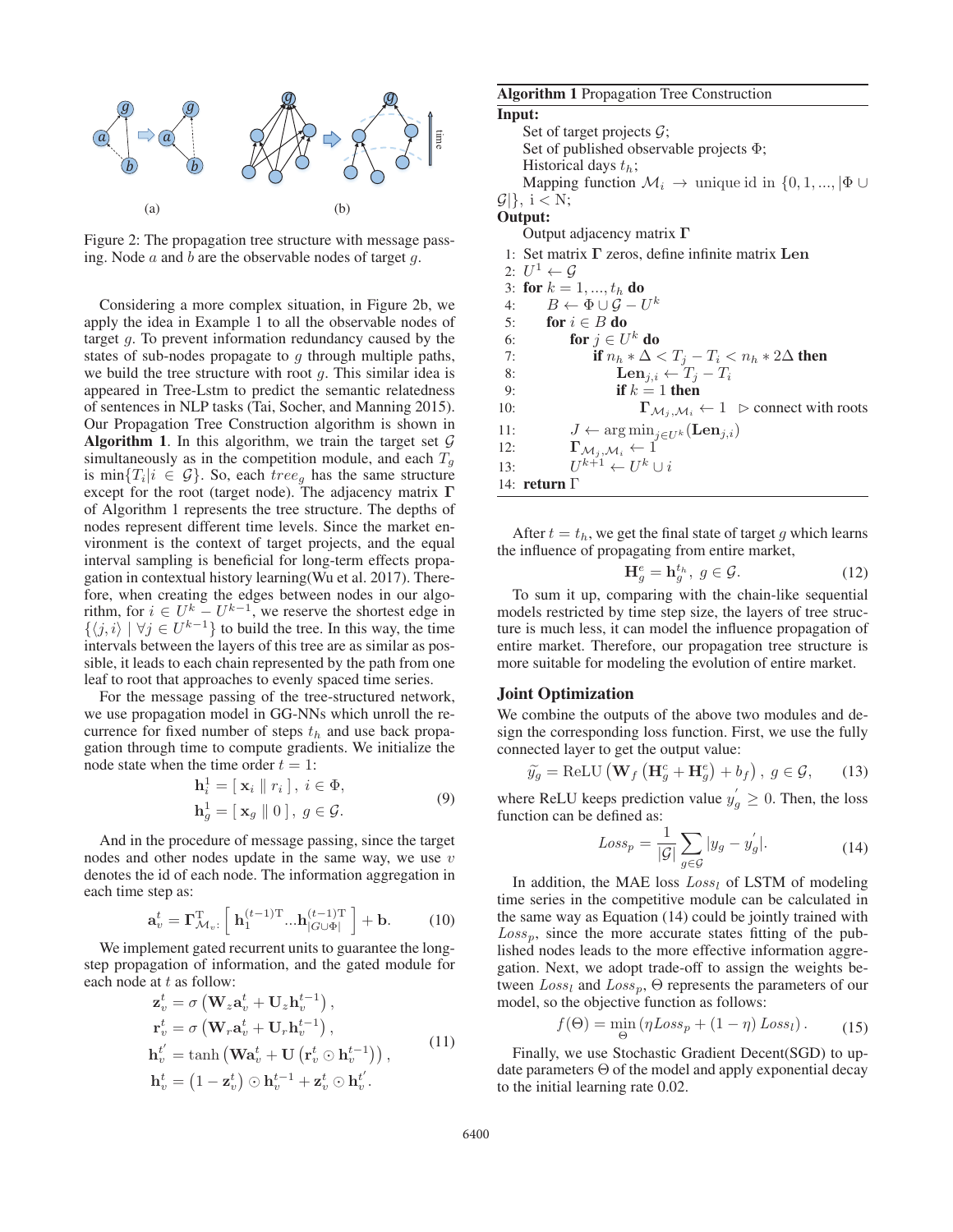Figure 2: The propagation tree structure with message passing. Node $a$ and $b$ are the observable nodes of target $g$.

Considering a more complex situation, in Figure 2b, we apply the idea in Example 1 to all the observable nodes of target $g$. To prevent information redundancy caused by the states of sub-nodes propagate to $g$ through multiple paths, we build the tree structure with root $g$. This similar idea is appeared in Tree-Lstm to predict the semantic relatedness of sentences in NLP tasks (Tai, Socher, and Manning 2015). Our Propagation Tree Construction algorithm is shown in **Algorithm 1**. In this algorithm, we train the target set $\mathcal{G}$ simultaneously as in the competition module, and each $T_g$ is $\min\{T_i | i \in \mathcal{G}\}$. So, each $tree_g$ has the same structure except for the root (target node). The adjacency matrix $\mathbf{\Gamma}$ of Algorithm 1 represents the tree structure. The depths of nodes represent different time levels. Since the market environment is the context of target projects, and the equal interval sampling is beneficial for long-term effects propagation in contextual history learning(Wu et al. 2017). Therefore, when creating the edges between nodes in our algorithm, for $i \in U^k - U^{k-1}$, we reserve the shortest edge in $\{\langle j, i \rangle \mid \forall j \in U^{k-1}\}$ to build the tree. In this way, the time intervals between the layers of this tree are as similar as possible, it leads to each chain represented by the path from one leaf to root that approaches to evenly spaced time series.

For the message passing of the tree-structured network, we use propagation model in GG-NNs which unroll the recurrence for fixed number of steps $t_h$ and use back propagation through time to compute gradients. We initialize the node state when the time order $t = 1$:

$$
\begin{aligned}
\mathbf{h}_i^1 &= [\, \mathbf{x}_i \parallel r_i \,],\ i \in \Phi, \\
\mathbf{h}_g^1 &= [\, \mathbf{x}_g \parallel 0 \,],\ g \in \mathcal{G}.
\end{aligned} \tag{9}
$$

And in the procedure of message passing, since the target nodes and other nodes update in the same way, we use $v$ denotes the id of each node. The information aggregation in each time step as:

$$
\mathbf{a}_v^t = \mathbf{\Gamma}_{\mathcal{M}_v:}^{\mathrm{T}} \left[\, \mathbf{h}_1^{(t-1)\mathrm{T}} ... \mathbf{h}_{|\mathcal{G} \cup \Phi|}^{(t-1)\mathrm{T}} \,\right] + \mathbf{b}. \tag{10}
$$

We implement gated recurrent units to guarantee the long-step propagation of information, and the gated module for each node at $t$ as follow:

$$
\begin{aligned}
\mathbf{z}_v^t &= \sigma\left(\mathbf{W}_z \mathbf{a}_v^t + \mathbf{U}_z \mathbf{h}_v^{t-1}\right), \\
\mathbf{r}_v^t &= \sigma\left(\mathbf{W}_r \mathbf{a}_v^t + \mathbf{U}_r \mathbf{h}_v^{t-1}\right), \\
\mathbf{h}_v^{t'} &= \tanh\left(\mathbf{W}\mathbf{a}_v^t + \mathbf{U}\left(\mathbf{r}_v^t \odot \mathbf{h}_v^{t-1}\right)\right), \\
\mathbf{h}_v^t &= \left(1 - \mathbf{z}_v^t\right) \odot \mathbf{h}_v^{t-1} + \mathbf{z}_v^t \odot \mathbf{h}_v^{t'}.
\end{aligned} \tag{11}
$$

**Algorithm 1** Propagation Tree Construction

**Input:**
Set of target projects $\mathcal{G}$;
Set of published observable projects $\Phi$;
Historical days $t_h$;
Mapping function $\mathcal{M}_i \rightarrow$ unique id in $\{0, 1, ..., |\Phi \cup \mathcal{G}|\}$, $i < \mathrm{N}$;

**Output:**
Output adjacency matrix $\mathbf{\Gamma}$

```
1:  Set matrix Γ zeros, define infinite matrix Len
2:  U^1 ← G
3:  for k = 1, ..., t_h do
4:      B ← Φ ∪ G − U^k
5:      for i ∈ B do
6:          for j ∈ U^k do
7:              if n_h * Δ < T_j − T_i < n_h * 2Δ then
8:                  Len_{j,i} ← T_j − T_i
9:                  if k = 1 then
10:                     Γ_{M_j, M_i} ← 1   ▷ connect with roots
11:         J ← arg min_{j∈U^k} (Len_{j,i})
12:         Γ_{M_J, M_i} ← 1
13:         U^{k+1} ← U^k ∪ i
14: return Γ
```

After $t = t_h$, we get the final state of target $g$ which learns the influence of propagating from entire market,

$$
\mathbf{H}_g^e = \mathbf{h}_g^{t_h},\ g \in \mathcal{G}. \tag{12}
$$

To sum it up, comparing with the chain-like sequential models restricted by time step size, the layers of tree structure is much less, it can model the influence propagation of entire market. Therefore, our propagation tree structure is more suitable for modeling the evolution of entire market.

## Joint Optimization

We combine the outputs of the above two modules and design the corresponding loss function. First, we use the fully connected layer to get the output value:

$$
\widetilde{y_g} = \mathrm{ReLU}\left(\mathbf{W}_f\left(\mathbf{H}_g^c + \mathbf{H}_g^e\right) + b_f\right),\ g \in \mathcal{G}, \tag{13}
$$

where ReLU keeps prediction value $y_g^{'} \geq 0$. Then, the loss function can be defined as:

$$
Loss_p = \frac{1}{|\mathcal{G}|} \sum_{g \in \mathcal{G}} |y_g - y_g^{'}|. \tag{14}
$$

In addition, the MAE loss $Loss_l$ of LSTM of modeling time series in the competitive module can be calculated in the same way as Equation (14) could be jointly trained with $Loss_p$, since the more accurate states fitting of the published nodes leads to the more effective information aggregation. Next, we adopt trade-off to assign the weights between $Loss_l$ and $Loss_p$, $\Theta$ represents the parameters of our model, so the objective function as follows:

$$
f(\Theta) = \min_{\Theta}\left(\eta Loss_p + (1 - \eta)\, Loss_l\right). \tag{15}
$$

Finally, we use Stochastic Gradient Decent(SGD) to update parameters $\Theta$ of the model and apply exponential decay to the initial learning rate 0.02.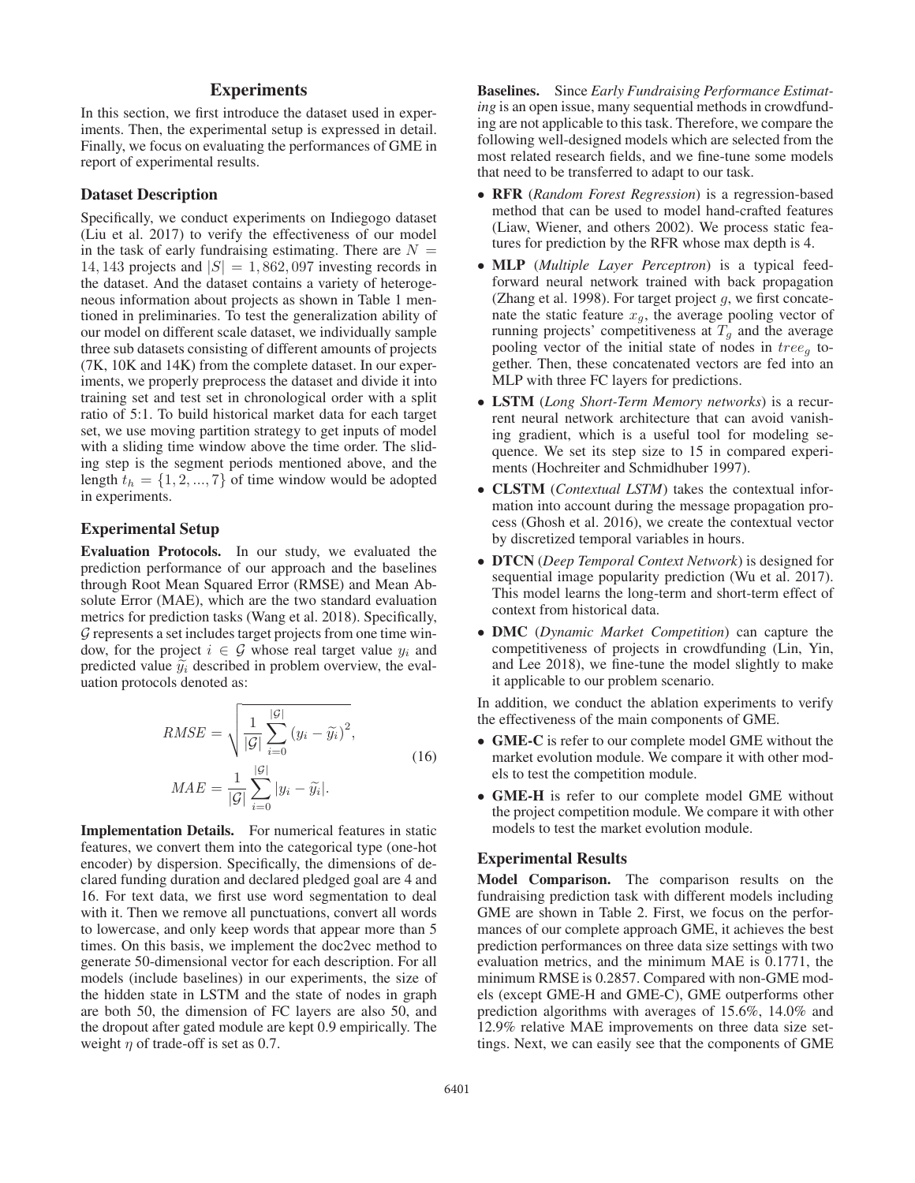## Experiments

In this section, we first introduce the dataset used in experiments. Then, the experimental setup is expressed in detail. Finally, we focus on evaluating the performances of GME in report of experimental results.

### Dataset Description

Specifically, we conduct experiments on Indiegogo dataset (Liu et al. 2017) to verify the effectiveness of our model in the task of early fundraising estimating. There are $N = 14,143$ projects and $|S| = 1,862,097$ investing records in the dataset. And the dataset contains a variety of heterogeneous information about projects as shown in Table 1 mentioned in preliminaries. To test the generalization ability of our model on different scale dataset, we individually sample three sub datasets consisting of different amounts of projects (7K, 10K and 14K) from the complete dataset. In our experiments, we properly preprocess the dataset and divide it into training set and test set in chronological order with a split ratio of 5:1. To build historical market data for each target set, we use moving partition strategy to get inputs of model with a sliding time window above the time order. The sliding step is the segment periods mentioned above, and the length $t_h = \{1, 2, ..., 7\}$ of time window would be adopted in experiments.

### Experimental Setup

**Evaluation Protocols.** In our study, we evaluated the prediction performance of our approach and the baselines through Root Mean Squared Error (RMSE) and Mean Absolute Error (MAE), which are the two standard evaluation metrics for prediction tasks (Wang et al. 2018). Specifically, $\mathcal{G}$ represents a set includes target projects from one time window, for the project $i \in \mathcal{G}$ whose real target value $y_i$ and predicted value $\widetilde{y_i}$ described in problem overview, the evaluation protocols denoted as:

$$
\begin{aligned}
RMSE &= \sqrt{\frac{1}{|\mathcal{G}|}\sum_{i=0}^{|\mathcal{G}|}\left(y_i - \widetilde{y_i}\right)^2}, \\
MAE &= \frac{1}{|\mathcal{G}|}\sum_{i=0}^{|\mathcal{G}|}|y_i - \widetilde{y_i}|.
\end{aligned}
\tag{16}
$$

**Implementation Details.** For numerical features in static features, we convert them into the categorical type (one-hot encoder) by dispersion. Specifically, the dimensions of declared funding duration and declared pledged goal are 4 and 16. For text data, we first use word segmentation to deal with it. Then we remove all punctuations, convert all words to lowercase, and only keep words that appear more than 5 times. On this basis, we implement the doc2vec method to generate 50-dimensional vector for each description. For all models (include baselines) in our experiments, the size of the hidden state in LSTM and the state of nodes in graph are both 50, the dimension of FC layers are also 50, and the dropout after gated module are kept 0.9 empirically. The weight $\eta$ of trade-off is set as 0.7.

**Baselines.** Since *Early Fundraising Performance Estimating* is an open issue, many sequential methods in crowdfunding are not applicable to this task. Therefore, we compare the following well-designed models which are selected from the most related research fields, and we fine-tune some models that need to be transferred to adapt to our task.

- **RFR** (*Random Forest Regression*) is a regression-based method that can be used to model hand-crafted features (Liaw, Wiener, and others 2002). We process static features for prediction by the RFR whose max depth is 4.
- **MLP** (*Multiple Layer Perceptron*) is a typical feed-forward neural network trained with back propagation (Zhang et al. 1998). For target project $g$, we first concatenate the static feature $x_g$, the average pooling vector of running projects' competitiveness at $T_g$ and the average pooling vector of the initial state of nodes in $tree_g$ together. Then, these concatenated vectors are fed into an MLP with three FC layers for predictions.
- **LSTM** (*Long Short-Term Memory networks*) is a recurrent neural network architecture that can avoid vanishing gradient, which is a useful tool for modeling sequence. We set its step size to 15 in compared experiments (Hochreiter and Schmidhuber 1997).
- **CLSTM** (*Contextual LSTM*) takes the contextual information into account during the message propagation process (Ghosh et al. 2016), we create the contextual vector by discretized temporal variables in hours.
- **DTCN** (*Deep Temporal Context Network*) is designed for sequential image popularity prediction (Wu et al. 2017). This model learns the long-term and short-term effect of context from historical data.
- **DMC** (*Dynamic Market Competition*) can capture the competitiveness of projects in crowdfunding (Lin, Yin, and Lee 2018), we fine-tune the model slightly to make it applicable to our problem scenario.

In addition, we conduct the ablation experiments to verify the effectiveness of the main components of GME.

- **GME-C** is refer to our complete model GME without the market evolution module. We compare it with other models to test the competition module.
- **GME-H** is refer to our complete model GME without the project competition module. We compare it with other models to test the market evolution module.

### Experimental Results

**Model Comparison.** The comparison results on the fundraising prediction task with different models including GME are shown in Table 2. First, we focus on the performances of our complete approach GME, it achieves the best prediction performances on three data size settings with two evaluation metrics, and the minimum MAE is 0.1771, the minimum RMSE is 0.2857. Compared with non-GME models (except GME-H and GME-C), GME outperforms other prediction algorithms with averages of 15.6%, 14.0% and 12.9% relative MAE improvements on three data size settings. Next, we can easily see that the components of GME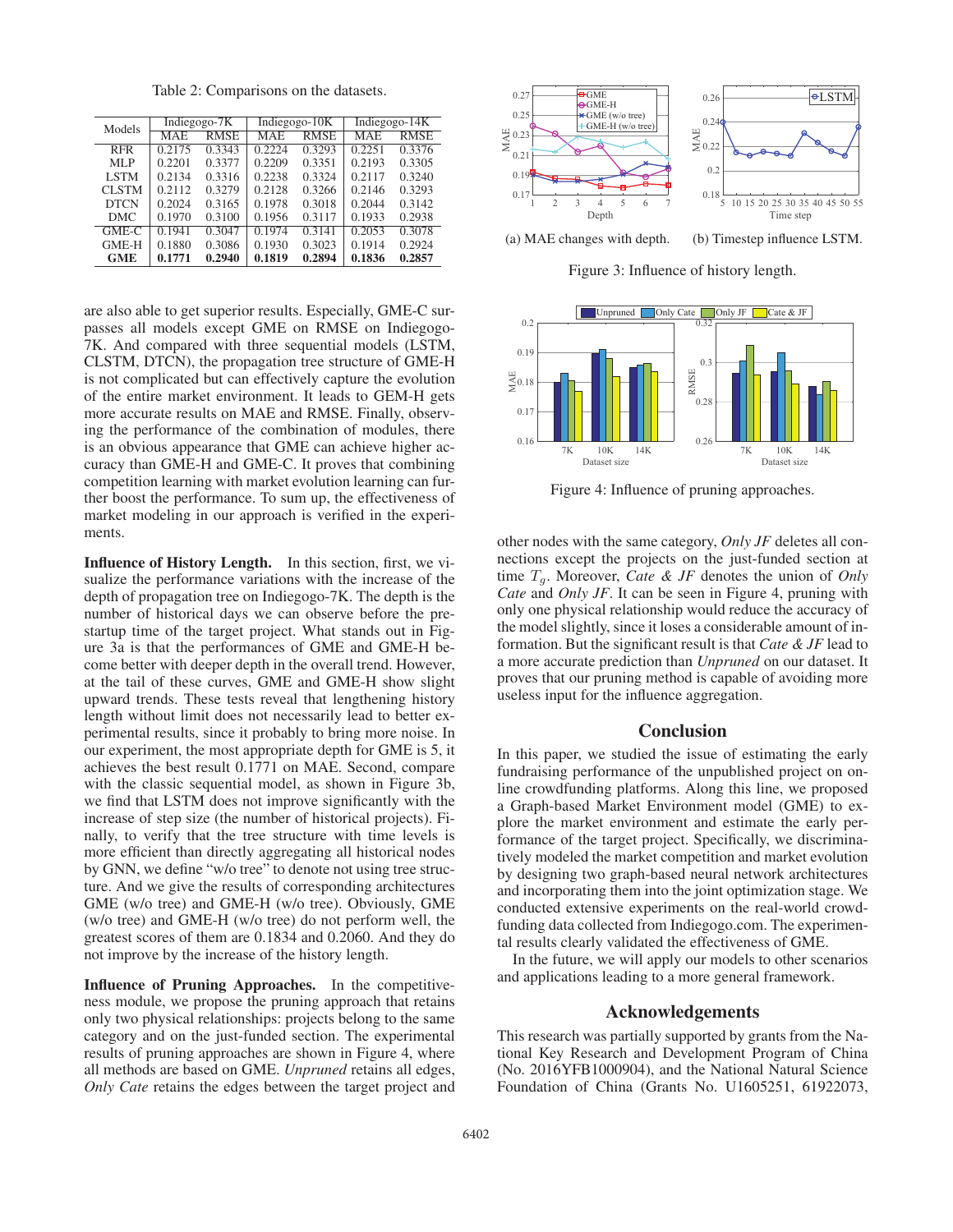Table 2: Comparisons on the datasets.

| Models | Indiegogo-7K | | Indiegogo-10K | | Indiegogo-14K | |
|---|---|---|---|---|---|---|
| | MAE | RMSE | MAE | RMSE | MAE | RMSE |
| RFR | 0.2175 | 0.3343 | 0.2224 | 0.3293 | 0.2251 | 0.3376 |
| MLP | 0.2201 | 0.3377 | 0.2209 | 0.3351 | 0.2193 | 0.3305 |
| LSTM | 0.2134 | 0.3316 | 0.2238 | 0.3324 | 0.2117 | 0.3240 |
| CLSTM | 0.2112 | 0.3279 | 0.2128 | 0.3266 | 0.2146 | 0.3293 |
| DTCN | 0.2024 | 0.3165 | 0.1978 | 0.3018 | 0.2044 | 0.3142 |
| DMC | 0.1970 | 0.3100 | 0.1956 | 0.3117 | 0.1933 | 0.2938 |
| GME-C | 0.1941 | 0.3047 | 0.1974 | 0.3141 | 0.2053 | 0.3078 |
| GME-H | 0.1880 | 0.3086 | 0.1930 | 0.3023 | 0.1914 | 0.2924 |
| **GME** | **0.1771** | **0.2940** | **0.1819** | **0.2894** | **0.1836** | **0.2857** |

are also able to get superior results. Especially, GME-C surpasses all models except GME on RMSE on Indiegogo-7K. And compared with three sequential models (LSTM, CLSTM, DTCN), the propagation tree structure of GME-H is not complicated but can effectively capture the evolution of the entire market environment. It leads to GEM-H gets more accurate results on MAE and RMSE. Finally, observing the performance of the combination of modules, there is an obvious appearance that GME can achieve higher accuracy than GME-H and GME-C. It proves that combining competition learning with market evolution learning can further boost the performance. To sum up, the effectiveness of market modeling in our approach is verified in the experiments.

**Influence of History Length.** In this section, first, we visualize the performance variations with the increase of the depth of propagation tree on Indiegogo-7K. The depth is the number of historical days we can observe before the prestartup time of the target project. What stands out in Figure 3a is that the performances of GME and GME-H become better with deeper depth in the overall trend. However, at the tail of these curves, GME and GME-H show slight upward trends. These tests reveal that lengthening history length without limit does not necessarily lead to better experimental results, since it probably to bring more noise. In our experiment, the most appropriate depth for GME is 5, it achieves the best result 0.1771 on MAE. Second, compare with the classic sequential model, as shown in Figure 3b, we find that LSTM does not improve significantly with the increase of step size (the number of historical projects). Finally, to verify that the tree structure with time levels is more efficient than directly aggregating all historical nodes by GNN, we define "w/o tree" to denote not using tree structure. And we give the results of corresponding architectures GME (w/o tree) and GME-H (w/o tree). Obviously, GME (w/o tree) and GME-H (w/o tree) do not perform well, the greatest scores of them are 0.1834 and 0.2060. And they do not improve by the increase of the history length.

**Influence of Pruning Approaches.** In the competitiveness module, we propose the pruning approach that retains only two physical relationships: projects belong to the same category and on the just-funded section. The experimental results of pruning approaches are shown in Figure 4, where all methods are based on GME. *Unpruned* retains all edges, *Only Cate* retains the edges between the target project and other nodes with the same category, *Only JF* deletes all connections except the projects on the just-funded section at time $T_g$. Moreover, *Cate & JF* denotes the union of *Only Cate* and *Only JF*. It can be seen in Figure 4, pruning with only one physical relationship would reduce the accuracy of the model slightly, since it loses a considerable amount of information. But the significant result is that *Cate & JF* lead to a more accurate prediction than *Unpruned* on our dataset. It proves that our pruning method is capable of avoiding more useless input for the influence aggregation.

(a) MAE changes with depth. (b) Timestep influence LSTM.

Figure 3: Influence of history length.

Figure 4: Influence of pruning approaches.

## Conclusion

In this paper, we studied the issue of estimating the early fundraising performance of the unpublished project on online crowdfunding platforms. Along this line, we proposed a Graph-based Market Environment model (GME) to explore the market environment and estimate the early performance of the target project. Specifically, we discriminatively modeled the market competition and market evolution by designing two graph-based neural network architectures and incorporating them into the joint optimization stage. We conducted extensive experiments on the real-world crowdfunding data collected from Indiegogo.com. The experimental results clearly validated the effectiveness of GME.

In the future, we will apply our models to other scenarios and applications leading to a more general framework.

## Acknowledgements

This research was partially supported by grants from the National Key Research and Development Program of China (No. 2016YFB1000904), and the National Natural Science Foundation of China (Grants No. U1605251, 61922073,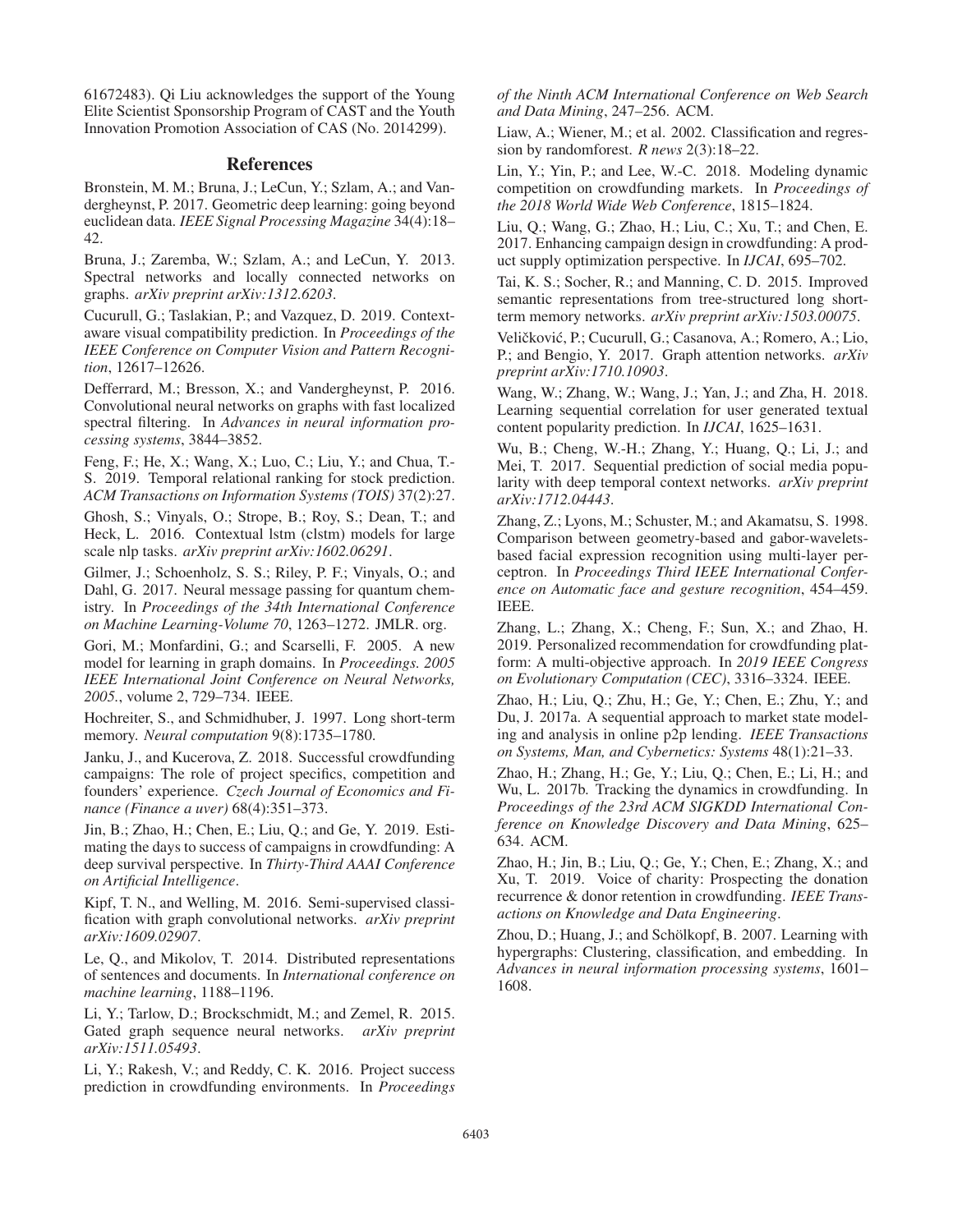61672483). Qi Liu acknowledges the support of the Young Elite Scientist Sponsorship Program of CAST and the Youth Innovation Promotion Association of CAS (No. 2014299).

## References

Bronstein, M. M.; Bruna, J.; LeCun, Y.; Szlam, A.; and Vandergheynst, P. 2017. Geometric deep learning: going beyond euclidean data. *IEEE Signal Processing Magazine* 34(4):18–42.

Bruna, J.; Zaremba, W.; Szlam, A.; and LeCun, Y. 2013. Spectral networks and locally connected networks on graphs. *arXiv preprint arXiv:1312.6203*.

Cucurull, G.; Taslakian, P.; and Vazquez, D. 2019. Context-aware visual compatibility prediction. In *Proceedings of the IEEE Conference on Computer Vision and Pattern Recognition*, 12617–12626.

Defferrard, M.; Bresson, X.; and Vandergheynst, P. 2016. Convolutional neural networks on graphs with fast localized spectral filtering. In *Advances in neural information processing systems*, 3844–3852.

Feng, F.; He, X.; Wang, X.; Luo, C.; Liu, Y.; and Chua, T.-S. 2019. Temporal relational ranking for stock prediction. *ACM Transactions on Information Systems (TOIS)* 37(2):27.

Ghosh, S.; Vinyals, O.; Strope, B.; Roy, S.; Dean, T.; and Heck, L. 2016. Contextual lstm (clstm) models for large scale nlp tasks. *arXiv preprint arXiv:1602.06291*.

Gilmer, J.; Schoenholz, S. S.; Riley, P. F.; Vinyals, O.; and Dahl, G. 2017. Neural message passing for quantum chemistry. In *Proceedings of the 34th International Conference on Machine Learning-Volume 70*, 1263–1272. JMLR. org.

Gori, M.; Monfardini, G.; and Scarselli, F. 2005. A new model for learning in graph domains. In *Proceedings. 2005 IEEE International Joint Conference on Neural Networks, 2005.*, volume 2, 729–734. IEEE.

Hochreiter, S., and Schmidhuber, J. 1997. Long short-term memory. *Neural computation* 9(8):1735–1780.

Janku, J., and Kucerova, Z. 2018. Successful crowdfunding campaigns: The role of project specifics, competition and founders' experience. *Czech Journal of Economics and Finance (Finance a uver)* 68(4):351–373.

Jin, B.; Zhao, H.; Chen, E.; Liu, Q.; and Ge, Y. 2019. Estimating the days to success of campaigns in crowdfunding: A deep survival perspective. In *Thirty-Third AAAI Conference on Artificial Intelligence*.

Kipf, T. N., and Welling, M. 2016. Semi-supervised classification with graph convolutional networks. *arXiv preprint arXiv:1609.02907*.

Le, Q., and Mikolov, T. 2014. Distributed representations of sentences and documents. In *International conference on machine learning*, 1188–1196.

Li, Y.; Tarlow, D.; Brockschmidt, M.; and Zemel, R. 2015. Gated graph sequence neural networks. *arXiv preprint arXiv:1511.05493*.

Li, Y.; Rakesh, V.; and Reddy, C. K. 2016. Project success prediction in crowdfunding environments. In *Proceedings of the Ninth ACM International Conference on Web Search and Data Mining*, 247–256. ACM.

Liaw, A.; Wiener, M.; et al. 2002. Classification and regression by randomforest. *R news* 2(3):18–22.

Lin, Y.; Yin, P.; and Lee, W.-C. 2018. Modeling dynamic competition on crowdfunding markets. In *Proceedings of the 2018 World Wide Web Conference*, 1815–1824.

Liu, Q.; Wang, G.; Zhao, H.; Liu, C.; Xu, T.; and Chen, E. 2017. Enhancing campaign design in crowdfunding: A product supply optimization perspective. In *IJCAI*, 695–702.

Tai, K. S.; Socher, R.; and Manning, C. D. 2015. Improved semantic representations from tree-structured long short-term memory networks. *arXiv preprint arXiv:1503.00075*.

Veličković, P.; Cucurull, G.; Casanova, A.; Romero, A.; Lio, P.; and Bengio, Y. 2017. Graph attention networks. *arXiv preprint arXiv:1710.10903*.

Wang, W.; Zhang, W.; Wang, J.; Yan, J.; and Zha, H. 2018. Learning sequential correlation for user generated textual content popularity prediction. In *IJCAI*, 1625–1631.

Wu, B.; Cheng, W.-H.; Zhang, Y.; Huang, Q.; Li, J.; and Mei, T. 2017. Sequential prediction of social media popularity with deep temporal context networks. *arXiv preprint arXiv:1712.04443*.

Zhang, Z.; Lyons, M.; Schuster, M.; and Akamatsu, S. 1998. Comparison between geometry-based and gabor-wavelets-based facial expression recognition using multi-layer perceptron. In *Proceedings Third IEEE International Conference on Automatic face and gesture recognition*, 454–459. IEEE.

Zhang, L.; Zhang, X.; Cheng, F.; Sun, X.; and Zhao, H. 2019. Personalized recommendation for crowdfunding platform: A multi-objective approach. In *2019 IEEE Congress on Evolutionary Computation (CEC)*, 3316–3324. IEEE.

Zhao, H.; Liu, Q.; Zhu, H.; Ge, Y.; Chen, E.; Zhu, Y.; and Du, J. 2017a. A sequential approach to market state modeling and analysis in online p2p lending. *IEEE Transactions on Systems, Man, and Cybernetics: Systems* 48(1):21–33.

Zhao, H.; Zhang, H.; Ge, Y.; Liu, Q.; Chen, E.; Li, H.; and Wu, L. 2017b. Tracking the dynamics in crowdfunding. In *Proceedings of the 23rd ACM SIGKDD International Conference on Knowledge Discovery and Data Mining*, 625–634. ACM.

Zhao, H.; Jin, B.; Liu, Q.; Ge, Y.; Chen, E.; Zhang, X.; and Xu, T. 2019. Voice of charity: Prospecting the donation recurrence & donor retention in crowdfunding. *IEEE Transactions on Knowledge and Data Engineering*.

Zhou, D.; Huang, J.; and Schölkopf, B. 2007. Learning with hypergraphs: Clustering, classification, and embedding. In *Advances in neural information processing systems*, 1601–1608.